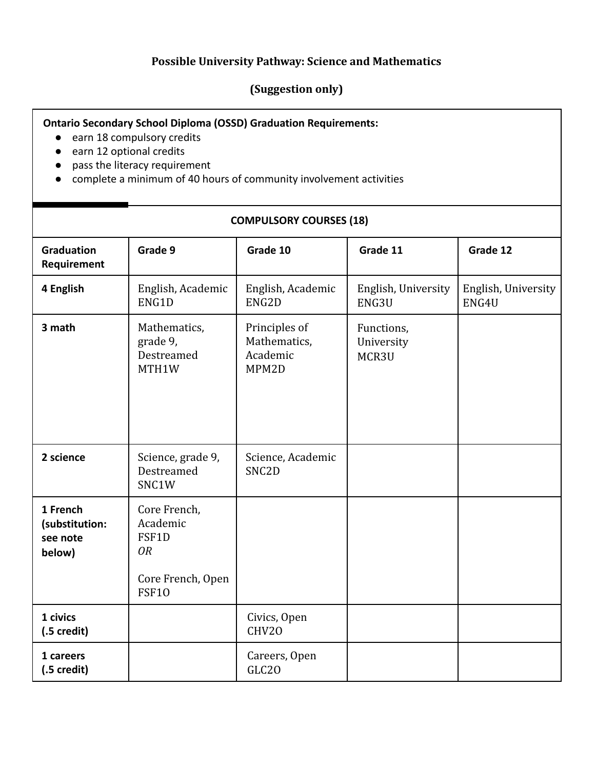**Possible University Pathway: Science and Mathematics**

**(Suggestion only)**

**Ontario Secondary School Diploma (OSSD) Graduation Requirements:**

- earn 18 compulsory credits
- earn 12 optional credits
- pass the literacy requirement
- complete a minimum of 40 hours of community involvement activities

| **COMPULSORY COURSES (18)** | | | | |
|---|---|---|---|---|
| **Graduation Requirement** | **Grade 9** | **Grade 10** | **Grade 11** | **Grade 12** |
| **4 English** | English, Academic ENG1D | English, Academic ENG2D | English, University ENG3U | English, University ENG4U |
| **3 math** | Mathematics, grade 9, Destreamed MTH1W | Principles of Mathematics, Academic MPM2D | Functions, University MCR3U | |
| **2 science** | Science, grade 9, Destreamed SNC1W | Science, Academic SNC2D | | |
| **1 French (substitution: see note below)** | Core French, Academic FSF1D *OR* Core French, Open FSF1O | | | |
| **1 civics (.5 credit)** | | Civics, Open CHV2O | | |
| **1 careers (.5 credit)** | | Careers, Open GLC2O | | |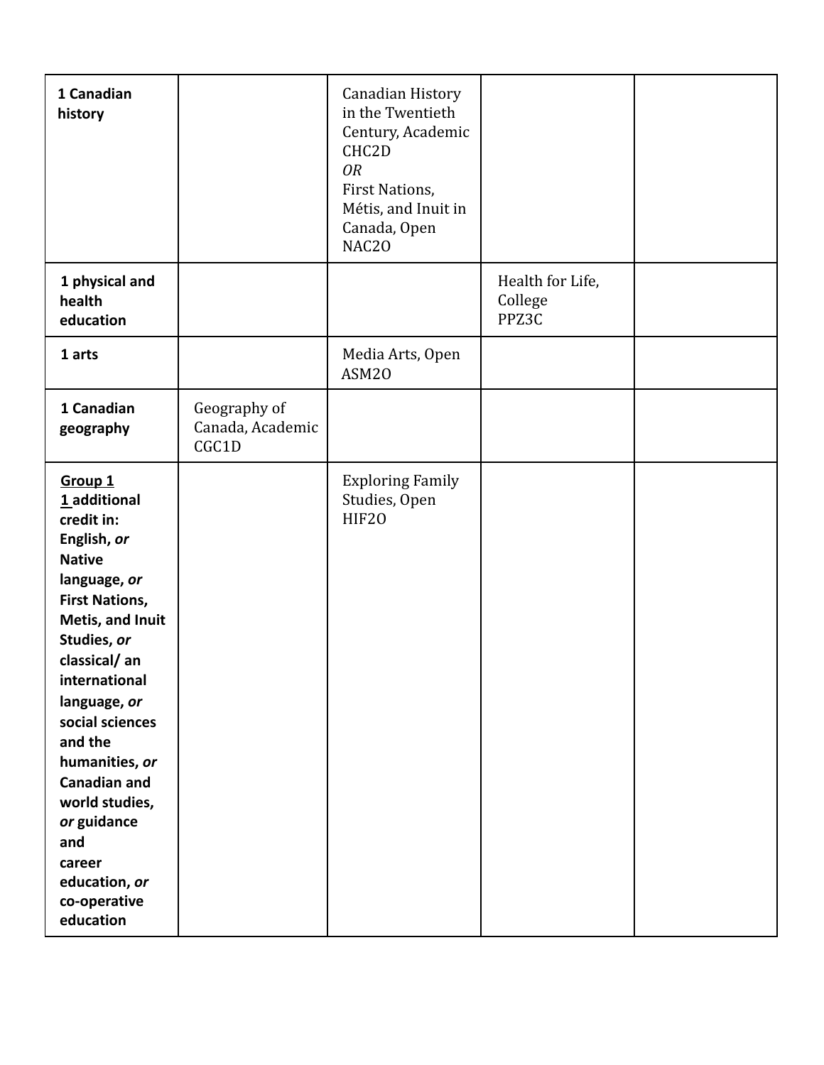| | | | | |
|---|---|---|---|---|
| **1 Canadian history** | | Canadian History in the Twentieth Century, Academic CHC2D *OR* First Nations, Métis, and Inuit in Canada, Open NAC2O | | |
| **1 physical and health education** | | | Health for Life, College PPZ3C | |
| **1 arts** | | Media Arts, Open ASM2O | | |
| **1 Canadian geography** | Geography of Canada, Academic CGC1D | | | |
| **Group 1** **1 additional credit in: English, *or* Native language, *or* First Nations, Metis, and Inuit Studies, *or* classical/ an international language, *or* social sciences and the humanities, *or* Canadian and world studies, *or* guidance and career education, *or* co-operative education** | | Exploring Family Studies, Open HIF2O | | |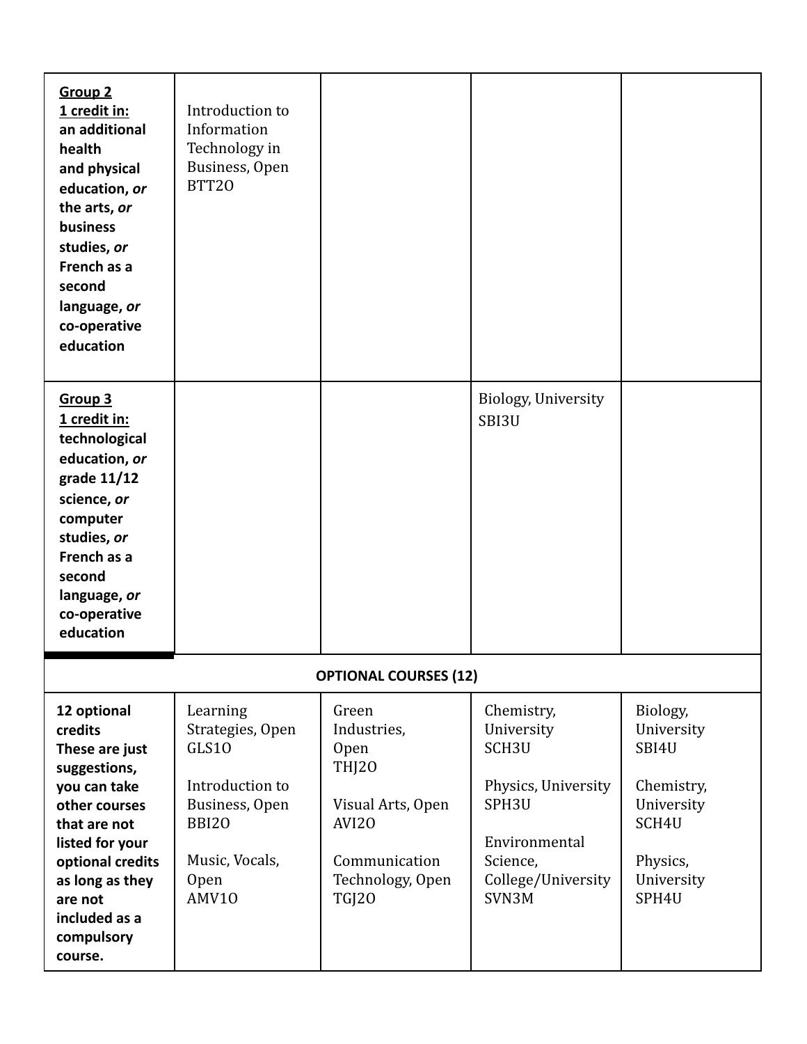| | | | | |
|---|---|---|---|---|
| **Group 2**<br>**1 credit in:**<br>**an additional health and physical education, *or* the arts, *or* business studies, *or* French as a second language, *or* co-operative education** | Introduction to Information Technology in Business, Open<br>BTT2O | | | |
| **Group 3**<br>**1 credit in:**<br>**technological education, *or* grade 11/12 science, *or* computer studies, *or* French as a second language, *or* co-operative education** | | | Biology, University<br>SBI3U | |
| **OPTIONAL COURSES (12)** | | | | |
| **12 optional credits**<br>**These are just suggestions, you can take other courses that are not listed for your optional credits as long as they are not included as a compulsory course.** | Learning Strategies, Open<br>GLS1O<br><br>Introduction to Business, Open<br>BBI2O<br><br>Music, Vocals, Open<br>AMV1O | Green Industries, Open<br>THJ2O<br><br>Visual Arts, Open<br>AVI2O<br><br>Communication Technology, Open<br>TGJ2O | Chemistry, University<br>SCH3U<br><br>Physics, University<br>SPH3U<br><br>Environmental Science, College/University<br>SVN3M | Biology, University<br>SBI4U<br><br>Chemistry, University<br>SCH4U<br><br>Physics, University<br>SPH4U |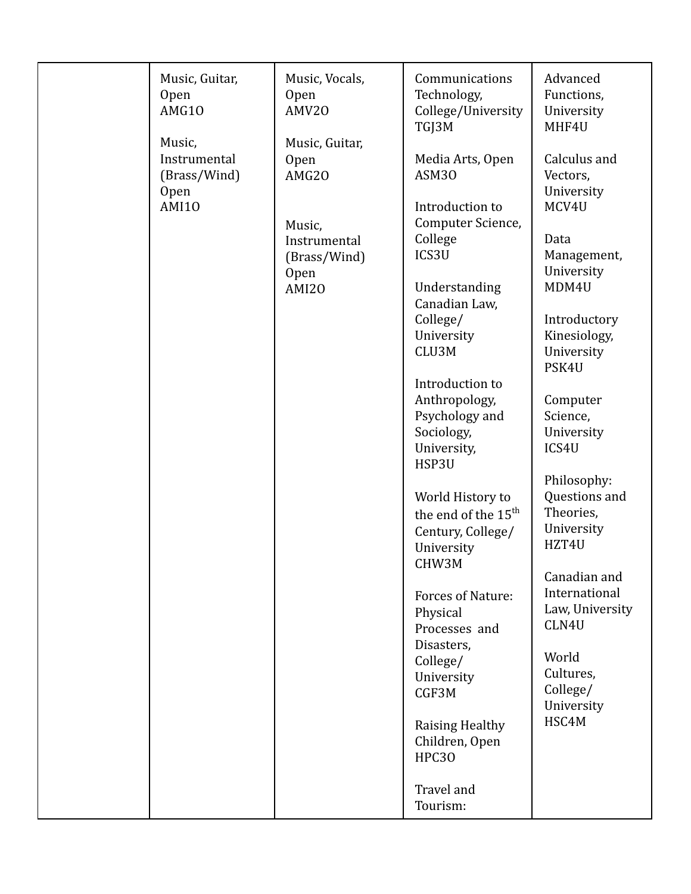| | | | | |
|---|---|---|---|---|
| | Music, Guitar, Open AMG1O<br><br>Music, Instrumental (Brass/Wind) Open AMI1O | Music, Vocals, Open AMV2O<br><br>Music, Guitar, Open AMG2O<br><br>Music, Instrumental (Brass/Wind) Open AMI2O | Communications Technology, College/University TGJ3M<br><br>Media Arts, Open ASM3O<br><br>Introduction to Computer Science, College ICS3U<br><br>Understanding Canadian Law, College/ University CLU3M<br><br>Introduction to Anthropology, Psychology and Sociology, University, HSP3U<br><br>World History to the end of the 15th Century, College/ University CHW3M<br><br>Forces of Nature: Physical Processes and Disasters, College/ University CGF3M<br><br>Raising Healthy Children, Open HPC3O<br><br>Travel and Tourism: | Advanced Functions, University MHF4U<br><br>Calculus and Vectors, University MCV4U<br><br>Data Management, University MDM4U<br><br>Introductory Kinesiology, University PSK4U<br><br>Computer Science, University ICS4U<br><br>Philosophy: Questions and Theories, University HZT4U<br><br>Canadian and International Law, University CLN4U<br><br>World Cultures, College/ University HSC4M |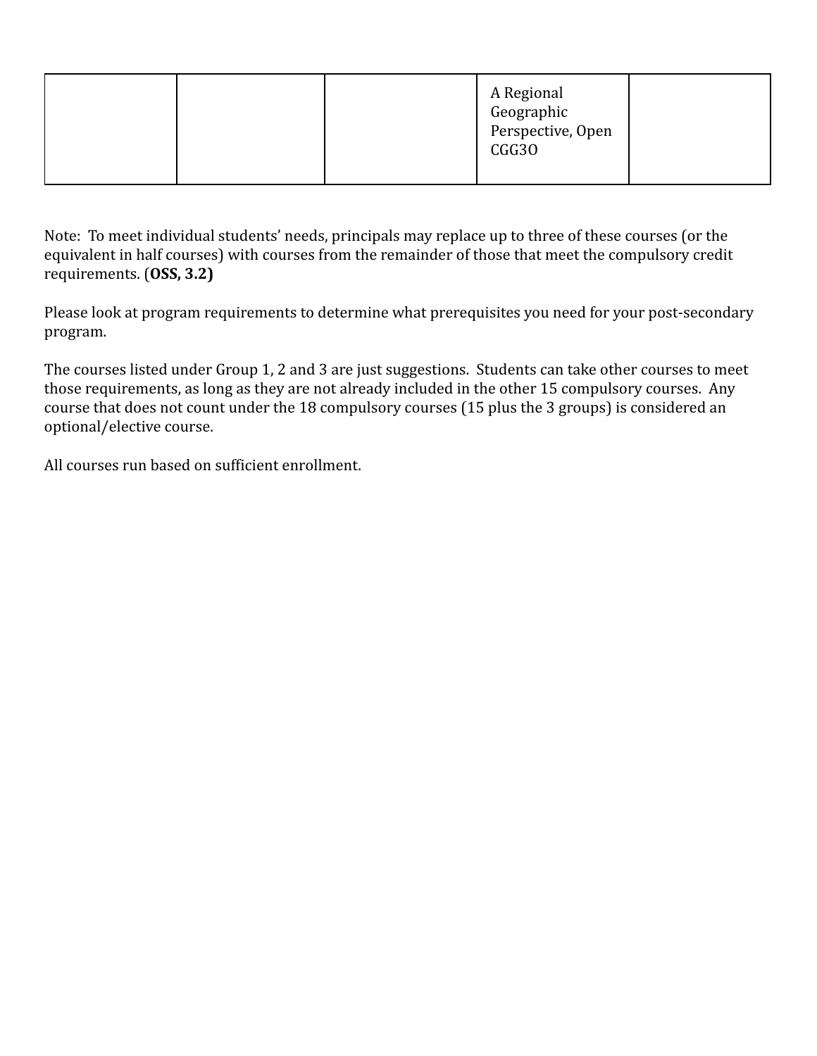| | | | | |
|---|---|---|---|---|
| | | | A Regional Geographic Perspective, Open CGG3O | |

Note: To meet individual students' needs, principals may replace up to three of these courses (or the equivalent in half courses) with courses from the remainder of those that meet the compulsory credit requirements. (**OSS, 3.2)**

Please look at program requirements to determine what prerequisites you need for your post-secondary program.

The courses listed under Group 1, 2 and 3 are just suggestions. Students can take other courses to meet those requirements, as long as they are not already included in the other 15 compulsory courses. Any course that does not count under the 18 compulsory courses (15 plus the 3 groups) is considered an optional/elective course.

All courses run based on sufficient enrollment.